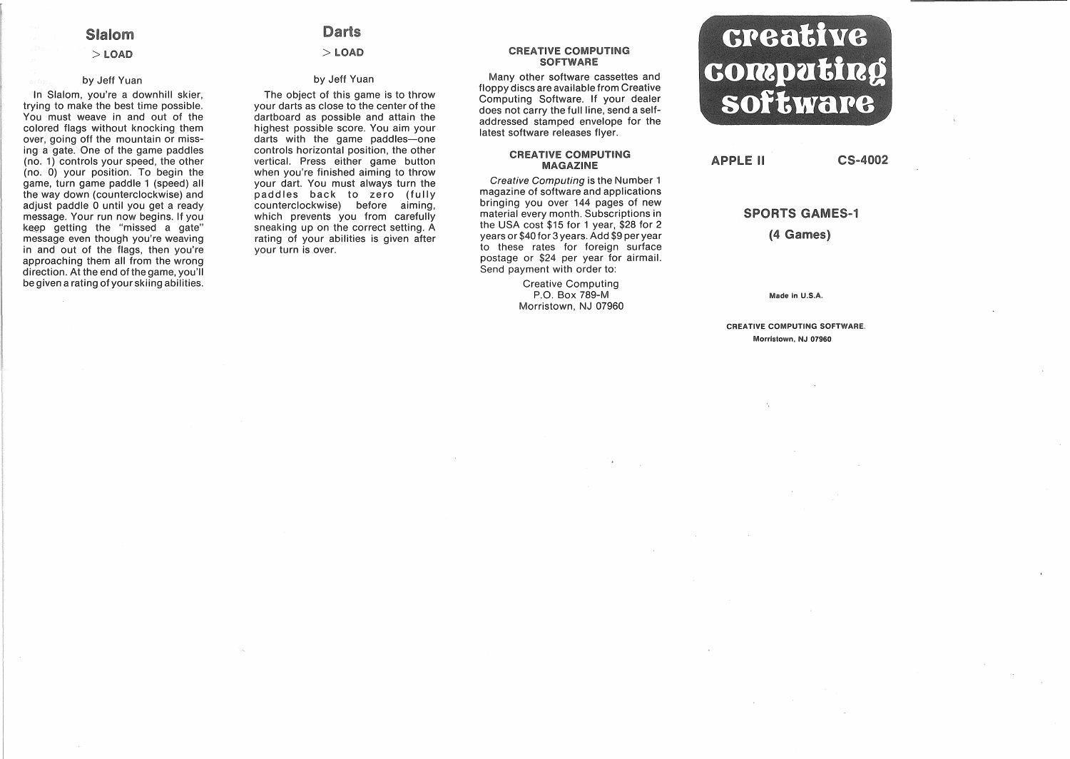## Slalom

> LOAD

by Jeff Yuan

In Slalom, you're a downhill skier, trying to make the best time possible. You must weave in and out of the colored flags without knocking them over, going off the mountain or missing a gate. One of the game paddles (no. 1) controls your speed, the other (no. 0) your position. To begin the game, turn game paddle 1 (speed) all the way down (counterclockwise) and adjust paddle 0 until you get a ready message. Your run now begins. If you keep getting the "missed a gate" message even though you're weaving in and out of the flags, then you're approaching them all from the wrong direction. At the end of the game, you'll be given a rating of your skiing abilities.

## Darts

> LOAD

by Jeff Yuan

The object of this game is to throw your darts as close to the center of the dartboard as possible and attain the highest possible score. You aim your darts with the game paddles—one controls horizontal position, the other vertical. Press either game button when you're finished aiming to throw your dart. You must always turn the paddles back to zero (fully counterclockwise) before aiming, which prevents you from carefully sneaking up on the correct setting. A rating of your abilities is given after your turn is over.

### CREATIVE COMPUTING SOFTWARE

Many other software cassettes and floppy discs are available from Creative Computing Software. If your dealer does not carry the full line, send a self-addressed stamped envelope for the latest software releases flyer.

### CREATIVE COMPUTING MAGAZINE

*Creative Computing* is the Number 1 magazine of software and applications bringing you over 144 pages of new material every month. Subscriptions in the USA cost $15 for 1 year, $28 for 2 years or $40 for 3 years. Add $9 per year to these rates for foreign surface postage or $24 per year for airmail. Send payment with order to:

Creative Computing
P.O. Box 789-M
Morristown, NJ 07960

# creative computing software

**APPLE II** **CS-4002**

## SPORTS GAMES-1

### (4 Games)

Made in U.S.A.

CREATIVE COMPUTING SOFTWARE.
Morristown, NJ 07960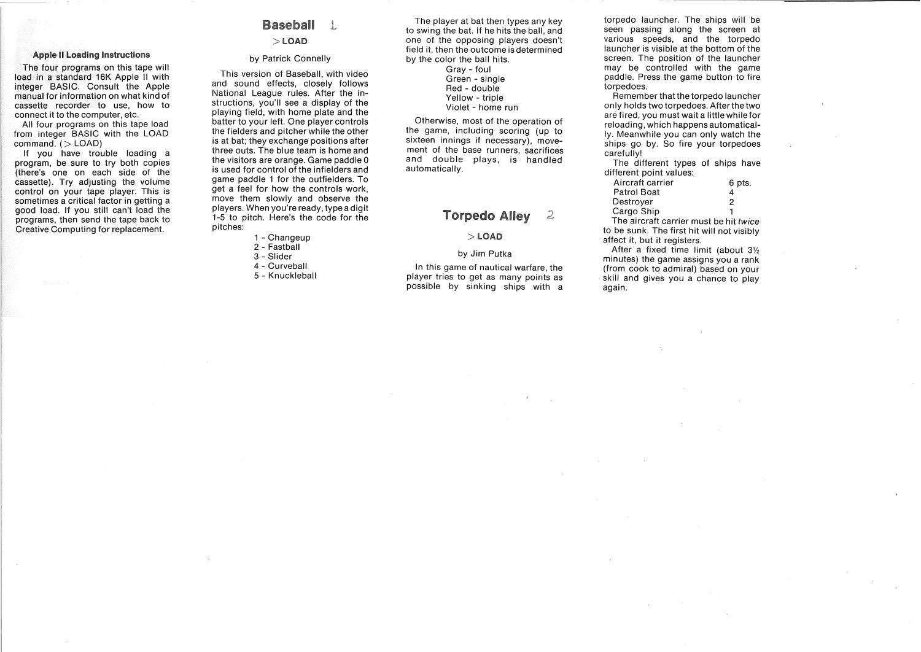### Apple II Loading Instructions

The four programs on this tape will load in a standard 16K Apple II with integer BASIC. Consult the Apple manual for information on what kind of cassette recorder to use, how to connect it to the computer, etc.

All four programs on this tape load from integer BASIC with the LOAD command. (> LOAD)

If you have trouble loading a program, be sure to try both copies (there's one on each side of the cassette). Try adjusting the volume control on your tape player. This is sometimes a critical factor in getting a good load. If you still can't load the programs, then send the tape back to Creative Computing for replacement.

## Baseball 1

**> LOAD**

by Patrick Connelly

This version of Baseball, with video and sound effects, closely follows National League rules. After the instructions, you'll see a display of the playing field, with home plate and the batter to your left. One player controls the fielders and pitcher while the other is at bat; they exchange positions after three outs. The blue team is home and the visitors are orange. Game paddle 0 is used for control of the infielders and game paddle 1 for the outfielders. To get a feel for how the controls work, move them slowly and observe the players. When you're ready, type a digit 1-5 to pitch. Here's the code for the pitches:

1 - Changeup
2 - Fastball
3 - Slider
4 - Curveball
5 - Knuckleball

The player at bat then types any key to swing the bat. If he hits the ball, and one of the opposing players doesn't field it, then the outcome is determined by the color the ball hits.

Gray - foul
Green - single
Red - double
Yellow - triple
Violet - home run

Otherwise, most of the operation of the game, including scoring (up to sixteen innings if necessary), movement of the base runners, sacrifices and double plays, is handled automatically.

## Torpedo Alley 2

**> LOAD**

by Jim Putka

In this game of nautical warfare, the player tries to get as many points as possible by sinking ships with a torpedo launcher. The ships will be seen passing along the screen at various speeds, and the torpedo launcher is visible at the bottom of the screen. The position of the launcher may be controlled with the game paddle. Press the game button to fire torpedoes.

Remember that the torpedo launcher only holds two torpedoes. After the two are fired, you must wait a little while for reloading, which happens automatically. Meanwhile you can only watch the ships go by. So fire your torpedoes carefully!

The different types of ships have different point values:

| | |
|---|---|
| Aircraft carrier | 6 pts. |
| Patrol Boat | 4 |
| Destroyer | 2 |
| Cargo Ship | 1 |

The aircraft carrier must be hit *twice* to be sunk. The first hit will not visibly affect it, but it registers.

After a fixed time limit (about 3½ minutes) the game assigns you a rank (from cook to admiral) based on your skill and gives you a chance to play again.